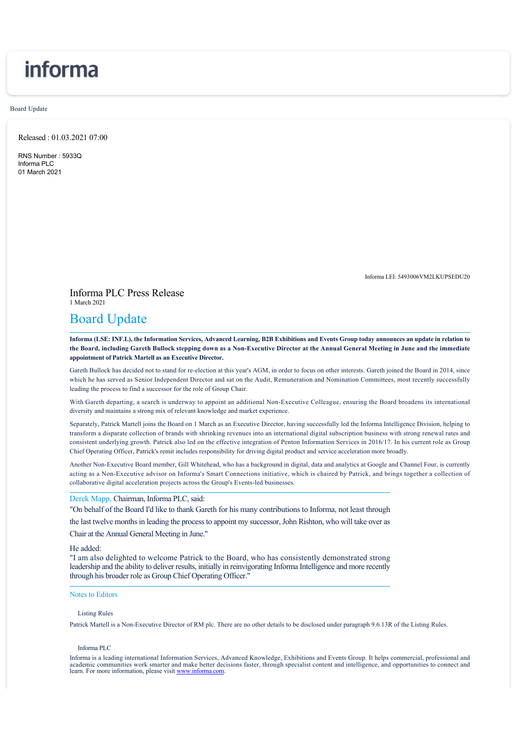informa

Board Update

Released : 01.03.2021 07:00

RNS Number : 5933Q
Informa PLC
01 March 2021

Informa LEI: 5493006VM2LKUPSEDU20

Informa PLC Press Release
1 March 2021

# Board Update

**Informa (LSE: INF.L), the Information Services, Advanced Learning, B2B Exhibitions and Events Group today announces an update in relation to the Board, including Gareth Bullock stepping down as a Non-Executive Director at the Annual General Meeting in June and the immediate appointment of Patrick Martell as an Executive Director.**

Gareth Bullock has decided not to stand for re-election at this year's AGM, in order to focus on other interests. Gareth joined the Board in 2014, since which he has served as Senior Independent Director and sat on the Audit, Remuneration and Nomination Committees, most recently successfully leading the process to find a successor for the role of Group Chair.

With Gareth departing, a search is underway to appoint an additional Non-Executive Colleague, ensuring the Board broadens its international diversity and maintains a strong mix of relevant knowledge and market experience.

Separately, Patrick Martell joins the Board on 1 March as an Executive Director, having successfully led the Informa Intelligence Division, helping to transform a disparate collection of brands with shrinking revenues into an international digital subscription business with strong renewal rates and consistent underlying growth. Patrick also led on the effective integration of Penton Information Services in 2016/17. In his current role as Group Chief Operating Officer, Patrick's remit includes responsibility for driving digital product and service acceleration more broadly.

Another Non-Executive Board member, Gill Whitehead, who has a background in digital, data and analytics at Google and Channel Four, is currently acting as a Non-Executive advisor on Informa's Smart Connections initiative, which is chaired by Patrick, and brings together a collection of collaborative digital acceleration projects across the Group's Events-led businesses.

Derek Mapp, Chairman, Informa PLC, said:

"On behalf of the Board I'd like to thank Gareth for his many contributions to Informa, not least through the last twelve months in leading the process to appoint my successor, John Rishton, who will take over as Chair at the Annual General Meeting in June."

He added:

"I am also delighted to welcome Patrick to the Board, who has consistently demonstrated strong leadership and the ability to deliver results, initially in reinvigorating Informa Intelligence and more recently through his broader role as Group Chief Operating Officer."

## Notes to Editors

Listing Rules

Patrick Martell is a Non-Executive Director of RM plc. There are no other details to be disclosed under paragraph 9.6.13R of the Listing Rules.

Informa PLC

Informa is a leading international Information Services, Advanced Knowledge, Exhibitions and Events Group. It helps commercial, professional and academic communities work smarter and make better decisions faster, through specialist content and intelligence, and opportunities to connect and learn. For more information, please visit www.informa.com.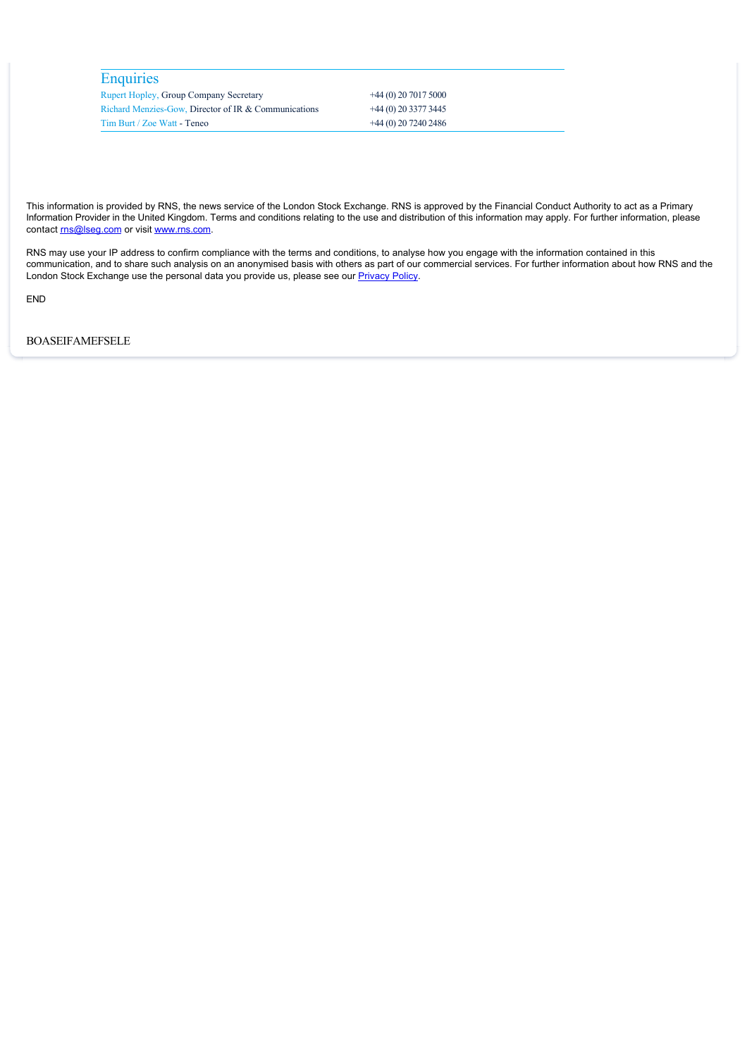## Enquiries

| | |
|---|---|
| Rupert Hopley, Group Company Secretary | +44 (0) 20 7017 5000 |
| Richard Menzies-Gow, Director of IR & Communications | +44 (0) 20 3377 3445 |
| Tim Burt / Zoe Watt - Teneo | +44 (0) 20 7240 2486 |

This information is provided by RNS, the news service of the London Stock Exchange. RNS is approved by the Financial Conduct Authority to act as a Primary Information Provider in the United Kingdom. Terms and conditions relating to the use and distribution of this information may apply. For further information, please contact rns@lseg.com or visit www.rns.com.

RNS may use your IP address to confirm compliance with the terms and conditions, to analyse how you engage with the information contained in this communication, and to share such analysis on an anonymised basis with others as part of our commercial services. For further information about how RNS and the London Stock Exchange use the personal data you provide us, please see our Privacy Policy.

END

BOASEIFAMEFSELE